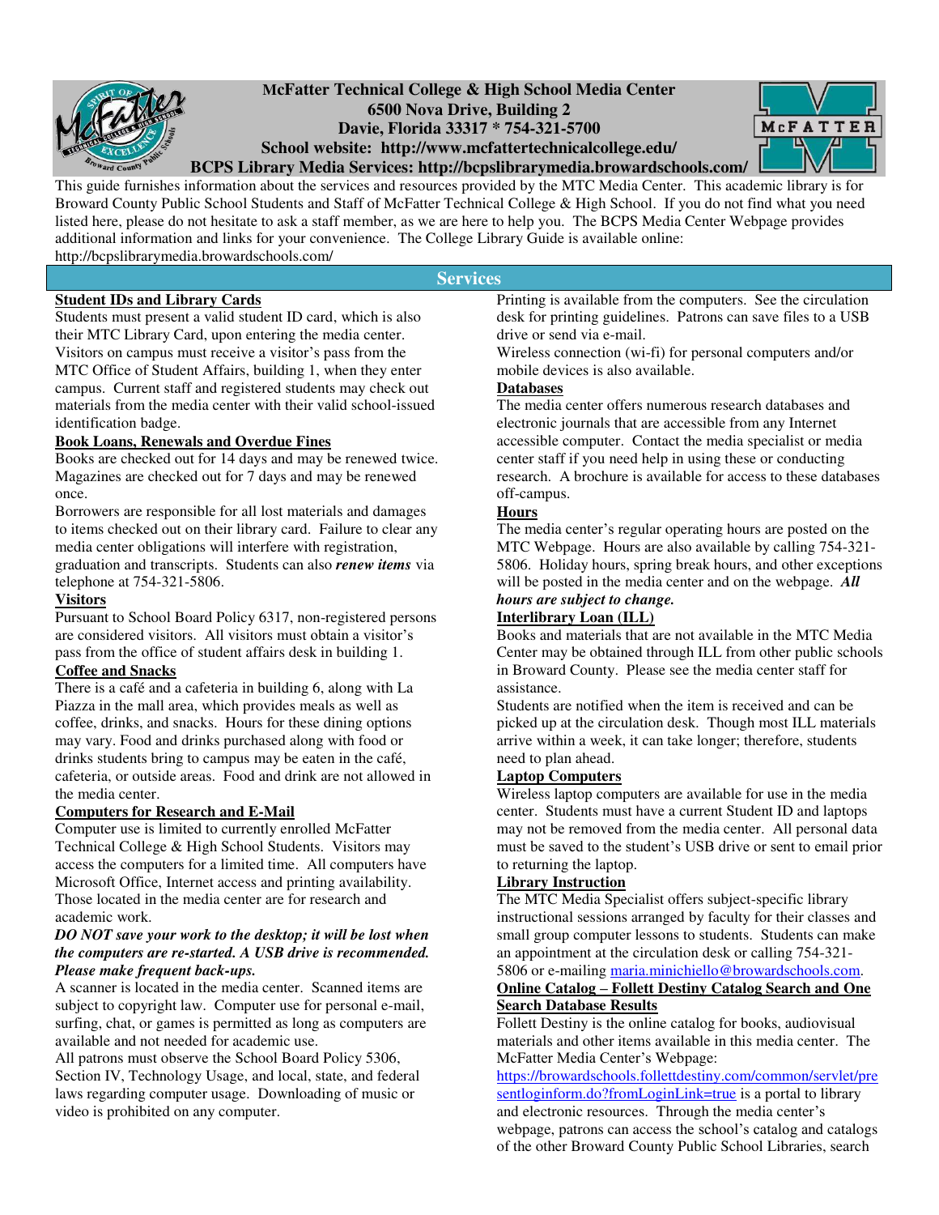# McFatter Technical College & High School Media Center

**6500 Nova Drive, Building 2**
**Davie, Florida 33317 * 754-321-5700**
**School website: http://www.mcfattertechnicalcollege.edu/**
**BCPS Library Media Services: http://bcpslibrarymedia.browardschools.com/**

This guide furnishes information about the services and resources provided by the MTC Media Center. This academic library is for Broward County Public School Students and Staff of McFatter Technical College & High School. If you do not find what you need listed here, please do not hesitate to ask a staff member, as we are here to help you. The BCPS Media Center Webpage provides additional information and links for your convenience. The College Library Guide is available online: http://bcpslibrarymedia.browardschools.com/

## Services

### Student IDs and Library Cards

Students must present a valid student ID card, which is also their MTC Library Card, upon entering the media center. Visitors on campus must receive a visitor's pass from the MTC Office of Student Affairs, building 1, when they enter campus. Current staff and registered students may check out materials from the media center with their valid school-issued identification badge.

### Book Loans, Renewals and Overdue Fines

Books are checked out for 14 days and may be renewed twice. Magazines are checked out for 7 days and may be renewed once.

Borrowers are responsible for all lost materials and damages to items checked out on their library card. Failure to clear any media center obligations will interfere with registration, graduation and transcripts. Students can also ***renew items*** via telephone at 754-321-5806.

### Visitors

Pursuant to School Board Policy 6317, non-registered persons are considered visitors. All visitors must obtain a visitor's pass from the office of student affairs desk in building 1.

### Coffee and Snacks

There is a café and a cafeteria in building 6, along with La Piazza in the mall area, which provides meals as well as coffee, drinks, and snacks. Hours for these dining options may vary. Food and drinks purchased along with food or drinks students bring to campus may be eaten in the café, cafeteria, or outside areas. Food and drink are not allowed in the media center.

### Computers for Research and E-Mail

Computer use is limited to currently enrolled McFatter Technical College & High School Students. Visitors may access the computers for a limited time. All computers have Microsoft Office, Internet access and printing availability. Those located in the media center are for research and academic work.

***DO NOT save your work to the desktop; it will be lost when the computers are re-started. A USB drive is recommended. Please make frequent back-ups.***

A scanner is located in the media center. Scanned items are subject to copyright law. Computer use for personal e-mail, surfing, chat, or games is permitted as long as computers are available and not needed for academic use.

All patrons must observe the School Board Policy 5306, Section IV, Technology Usage, and local, state, and federal laws regarding computer usage. Downloading of music or video is prohibited on any computer.

Printing is available from the computers. See the circulation desk for printing guidelines. Patrons can save files to a USB drive or send via e-mail.

Wireless connection (wi-fi) for personal computers and/or mobile devices is also available.

### Databases

The media center offers numerous research databases and electronic journals that are accessible from any Internet accessible computer. Contact the media specialist or media center staff if you need help in using these or conducting research. A brochure is available for access to these databases off-campus.

### Hours

The media center's regular operating hours are posted on the MTC Webpage. Hours are also available by calling 754-321-5806. Holiday hours, spring break hours, and other exceptions will be posted in the media center and on the webpage. ***All hours are subject to change.***

### Interlibrary Loan (ILL)

Books and materials that are not available in the MTC Media Center may be obtained through ILL from other public schools in Broward County. Please see the media center staff for assistance.

Students are notified when the item is received and can be picked up at the circulation desk. Though most ILL materials arrive within a week, it can take longer; therefore, students need to plan ahead.

### Laptop Computers

Wireless laptop computers are available for use in the media center. Students must have a current Student ID and laptops may not be removed from the media center. All personal data must be saved to the student's USB drive or sent to email prior to returning the laptop.

### Library Instruction

The MTC Media Specialist offers subject-specific library instructional sessions arranged by faculty for their classes and small group computer lessons to students. Students can make an appointment at the circulation desk or calling 754-321-5806 or e-mailing maria.minichiello@browardschools.com.

### Online Catalog – Follett Destiny Catalog Search and One Search Database Results

Follett Destiny is the online catalog for books, audiovisual materials and other items available in this media center. The McFatter Media Center's Webpage: https://browardschools.follettdestiny.com/common/servlet/presentloginform.do?fromLoginLink=true is a portal to library and electronic resources. Through the media center's webpage, patrons can access the school's catalog and catalogs of the other Broward County Public School Libraries, search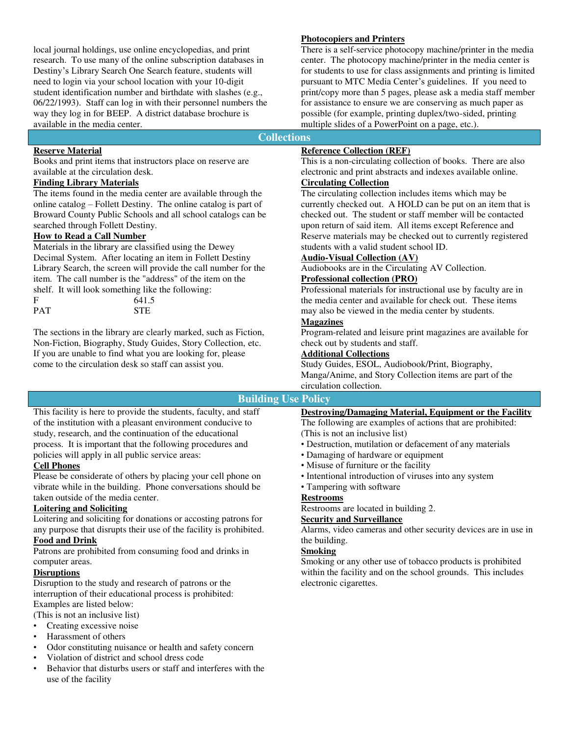local journal holdings, use online encyclopedias, and print research. To use many of the online subscription databases in Destiny's Library Search One Search feature, students will need to login via your school location with your 10-digit student identification number and birthdate with slashes (e.g., 06/22/1993). Staff can log in with their personnel numbers the way they log in for BEEP. A district database brochure is available in the media center.

**Photocopiers and Printers**

There is a self-service photocopy machine/printer in the media center. The photocopy machine/printer in the media center is for students to use for class assignments and printing is limited pursuant to MTC Media Center's guidelines. If you need to print/copy more than 5 pages, please ask a media staff member for assistance to ensure we are conserving as much paper as possible (for example, printing duplex/two-sided, printing multiple slides of a PowerPoint on a page, etc.).

## Collections

**Reserve Material**

Books and print items that instructors place on reserve are available at the circulation desk.

**Finding Library Materials**

The items found in the media center are available through the online catalog – Follett Destiny. The online catalog is part of Broward County Public Schools and all school catalogs can be searched through Follett Destiny.

**How to Read a Call Number**

Materials in the library are classified using the Dewey Decimal System. After locating an item in Follett Destiny Library Search, the screen will provide the call number for the item. The call number is the "address" of the item on the shelf. It will look something like the following:

| | |
|---|---|
| F | 641.5 |
| PAT | STE |

The sections in the library are clearly marked, such as Fiction, Non-Fiction, Biography, Study Guides, Story Collection, etc. If you are unable to find what you are looking for, please come to the circulation desk so staff can assist you.

**Reference Collection (REF)**

This is a non-circulating collection of books. There are also electronic and print abstracts and indexes available online.

**Circulating Collection**

The circulating collection includes items which may be currently checked out. A HOLD can be put on an item that is checked out. The student or staff member will be contacted upon return of said item. All items except Reference and Reserve materials may be checked out to currently registered students with a valid student school ID.

**Audio-Visual Collection (AV)**

Audiobooks are in the Circulating AV Collection.

**Professional collection (PRO)**

Professional materials for instructional use by faculty are in the media center and available for check out. These items may also be viewed in the media center by students.

**Magazines**

Program-related and leisure print magazines are available for check out by students and staff.

**Additional Collections**

Study Guides, ESOL, Audiobook/Print, Biography, Manga/Anime, and Story Collection items are part of the circulation collection.

## Building Use Policy

This facility is here to provide the students, faculty, and staff of the institution with a pleasant environment conducive to study, research, and the continuation of the educational process. It is important that the following procedures and policies will apply in all public service areas:

**Cell Phones**

Please be considerate of others by placing your cell phone on vibrate while in the building. Phone conversations should be taken outside of the media center.

**Loitering and Soliciting**

Loitering and soliciting for donations or accosting patrons for any purpose that disrupts their use of the facility is prohibited.

**Food and Drink**

Patrons are prohibited from consuming food and drinks in computer areas.

**Disruptions**

Disruption to the study and research of patrons or the interruption of their educational process is prohibited: Examples are listed below:
(This is not an inclusive list)

- Creating excessive noise
- Harassment of others
- Odor constituting nuisance or health and safety concern
- Violation of district and school dress code
- Behavior that disturbs users or staff and interferes with the use of the facility

**Destroying/Damaging Material, Equipment or the Facility**

The following are examples of actions that are prohibited:
(This is not an inclusive list)

- Destruction, mutilation or defacement of any materials
- Damaging of hardware or equipment
- Misuse of furniture or the facility
- Intentional introduction of viruses into any system
- Tampering with software

**Restrooms**

Restrooms are located in building 2.

**Security and Surveillance**

Alarms, video cameras and other security devices are in use in the building.

**Smoking**

Smoking or any other use of tobacco products is prohibited within the facility and on the school grounds. This includes electronic cigarettes.